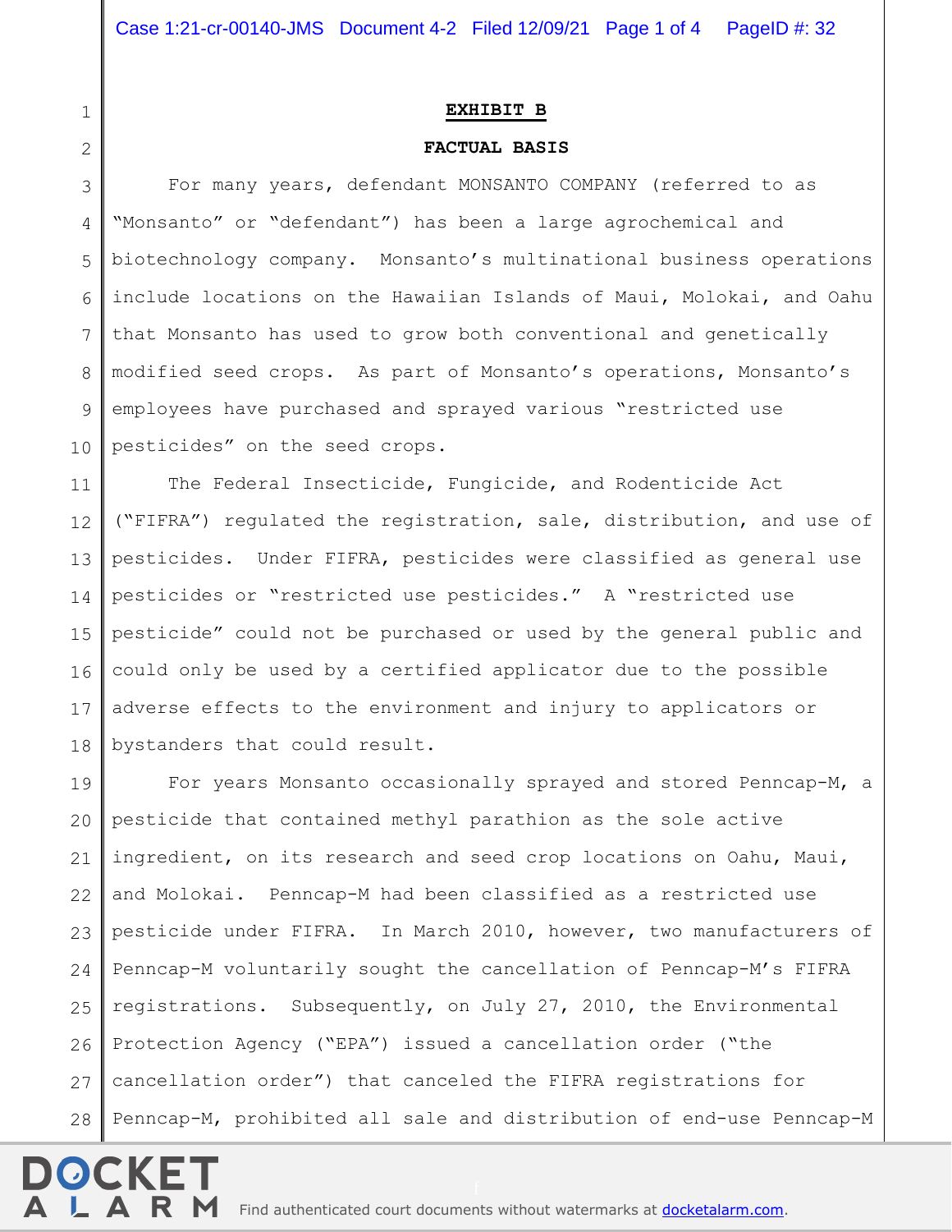**EXHIBIT B**

**FACTUAL BASIS**

For many years, defendant MONSANTO COMPANY (referred to as "Monsanto" or "defendant") has been a large agrochemical and biotechnology company. Monsanto's multinational business operations include locations on the Hawaiian Islands of Maui, Molokai, and Oahu that Monsanto has used to grow both conventional and genetically modified seed crops. As part of Monsanto's operations, Monsanto's employees have purchased and sprayed various "restricted use pesticides" on the seed crops.

The Federal Insecticide, Fungicide, and Rodenticide Act ("FIFRA") regulated the registration, sale, distribution, and use of pesticides. Under FIFRA, pesticides were classified as general use pesticides or "restricted use pesticides." A "restricted use pesticide" could not be purchased or used by the general public and could only be used by a certified applicator due to the possible adverse effects to the environment and injury to applicators or bystanders that could result.

For years Monsanto occasionally sprayed and stored Penncap-M, a pesticide that contained methyl parathion as the sole active ingredient, on its research and seed crop locations on Oahu, Maui, and Molokai. Penncap-M had been classified as a restricted use pesticide under FIFRA. In March 2010, however, two manufacturers of Penncap-M voluntarily sought the cancellation of Penncap-M's FIFRA registrations. Subsequently, on July 27, 2010, the Environmental Protection Agency ("EPA") issued a cancellation order ("the cancellation order") that canceled the FIFRA registrations for Penncap-M, prohibited all sale and distribution of end-use Penncap-M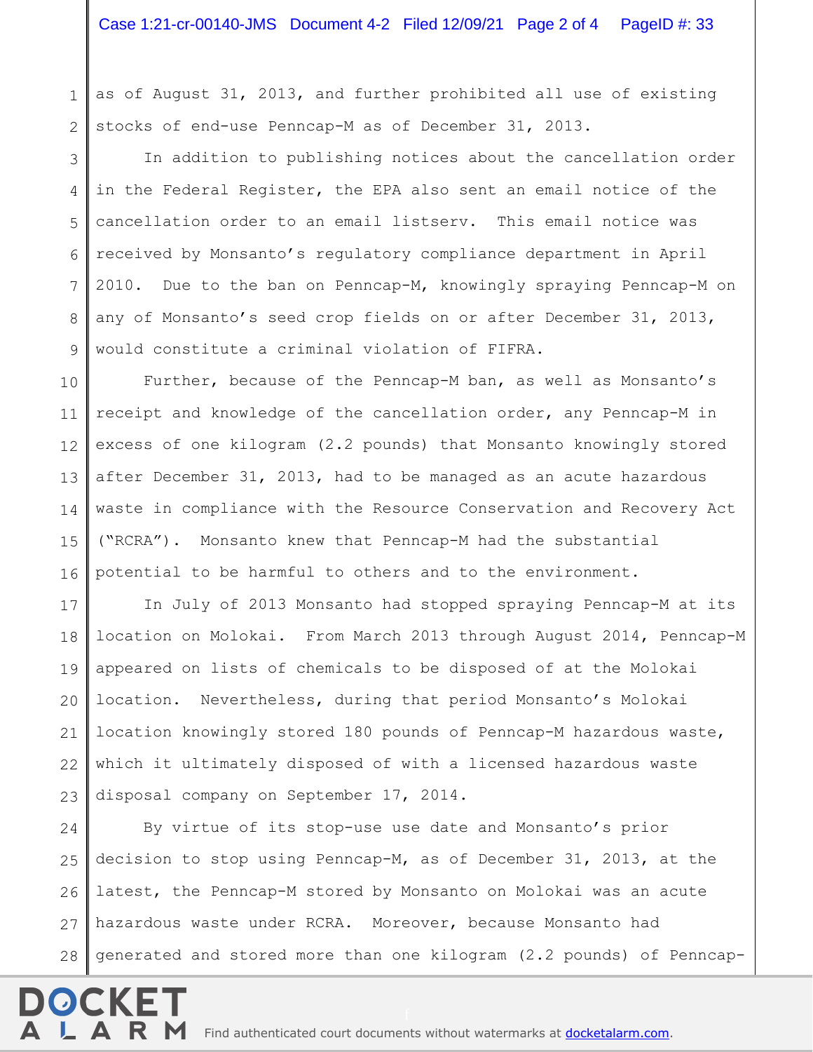as of August 31, 2013, and further prohibited all use of existing stocks of end-use Penncap-M as of December 31, 2013.

In addition to publishing notices about the cancellation order in the Federal Register, the EPA also sent an email notice of the cancellation order to an email listserv. This email notice was received by Monsanto's regulatory compliance department in April 2010. Due to the ban on Penncap-M, knowingly spraying Penncap-M on any of Monsanto's seed crop fields on or after December 31, 2013, would constitute a criminal violation of FIFRA.

Further, because of the Penncap-M ban, as well as Monsanto's receipt and knowledge of the cancellation order, any Penncap-M in excess of one kilogram (2.2 pounds) that Monsanto knowingly stored after December 31, 2013, had to be managed as an acute hazardous waste in compliance with the Resource Conservation and Recovery Act ("RCRA"). Monsanto knew that Penncap-M had the substantial potential to be harmful to others and to the environment.

In July of 2013 Monsanto had stopped spraying Penncap-M at its location on Molokai. From March 2013 through August 2014, Penncap-M appeared on lists of chemicals to be disposed of at the Molokai location. Nevertheless, during that period Monsanto's Molokai location knowingly stored 180 pounds of Penncap-M hazardous waste, which it ultimately disposed of with a licensed hazardous waste disposal company on September 17, 2014.

By virtue of its stop-use use date and Monsanto's prior decision to stop using Penncap-M, as of December 31, 2013, at the latest, the Penncap-M stored by Monsanto on Molokai was an acute hazardous waste under RCRA. Moreover, because Monsanto had generated and stored more than one kilogram (2.2 pounds) of Penncap-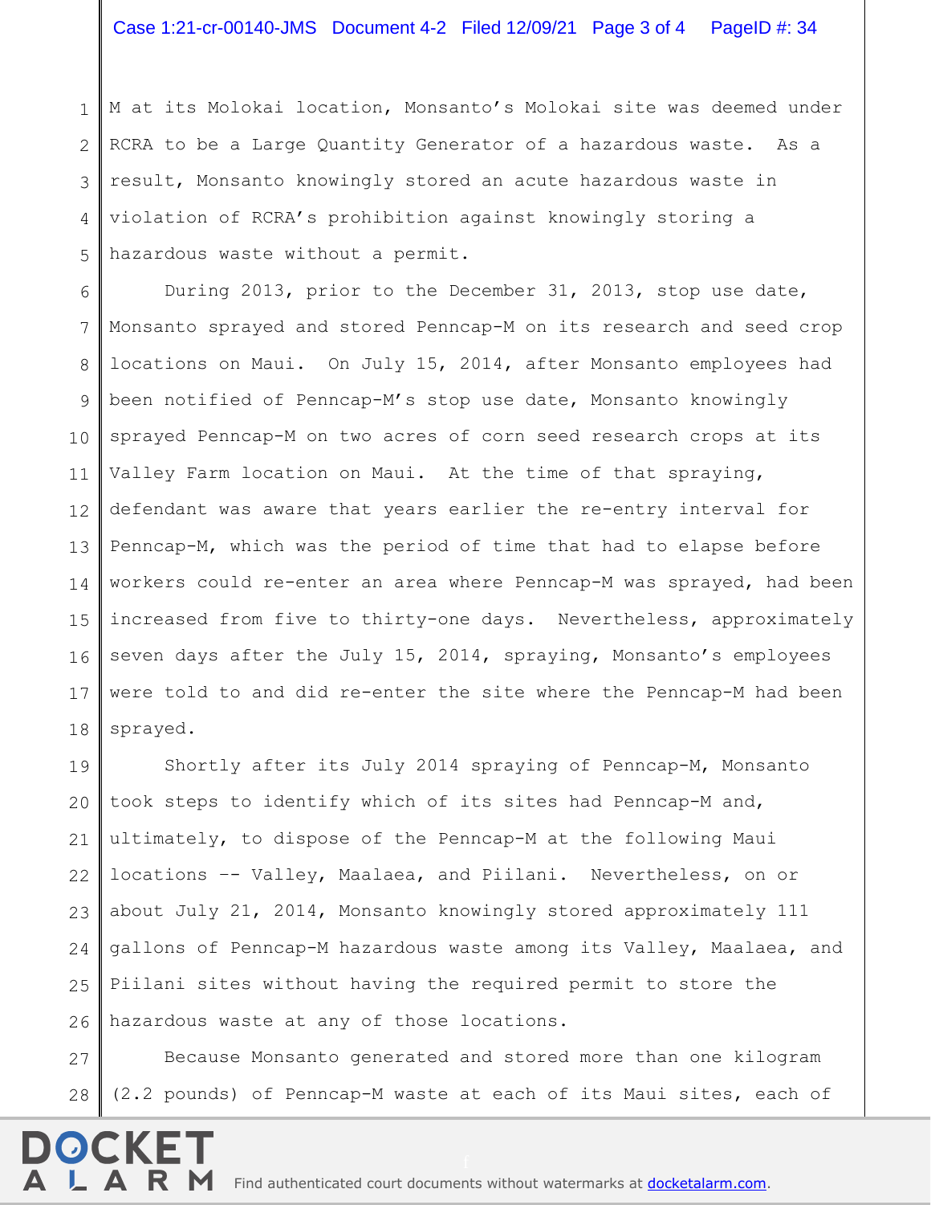M at its Molokai location, Monsanto's Molokai site was deemed under RCRA to be a Large Quantity Generator of a hazardous waste. As a result, Monsanto knowingly stored an acute hazardous waste in violation of RCRA's prohibition against knowingly storing a hazardous waste without a permit.

During 2013, prior to the December 31, 2013, stop use date, Monsanto sprayed and stored Penncap-M on its research and seed crop locations on Maui. On July 15, 2014, after Monsanto employees had been notified of Penncap-M's stop use date, Monsanto knowingly sprayed Penncap-M on two acres of corn seed research crops at its Valley Farm location on Maui. At the time of that spraying, defendant was aware that years earlier the re-entry interval for Penncap-M, which was the period of time that had to elapse before workers could re-enter an area where Penncap-M was sprayed, had been increased from five to thirty-one days. Nevertheless, approximately seven days after the July 15, 2014, spraying, Monsanto's employees were told to and did re-enter the site where the Penncap-M had been sprayed.

Shortly after its July 2014 spraying of Penncap-M, Monsanto took steps to identify which of its sites had Penncap-M and, ultimately, to dispose of the Penncap-M at the following Maui locations -- Valley, Maalaea, and Piilani. Nevertheless, on or about July 21, 2014, Monsanto knowingly stored approximately 111 gallons of Penncap-M hazardous waste among its Valley, Maalaea, and Piilani sites without having the required permit to store the hazardous waste at any of those locations.

Because Monsanto generated and stored more than one kilogram (2.2 pounds) of Penncap-M waste at each of its Maui sites, each of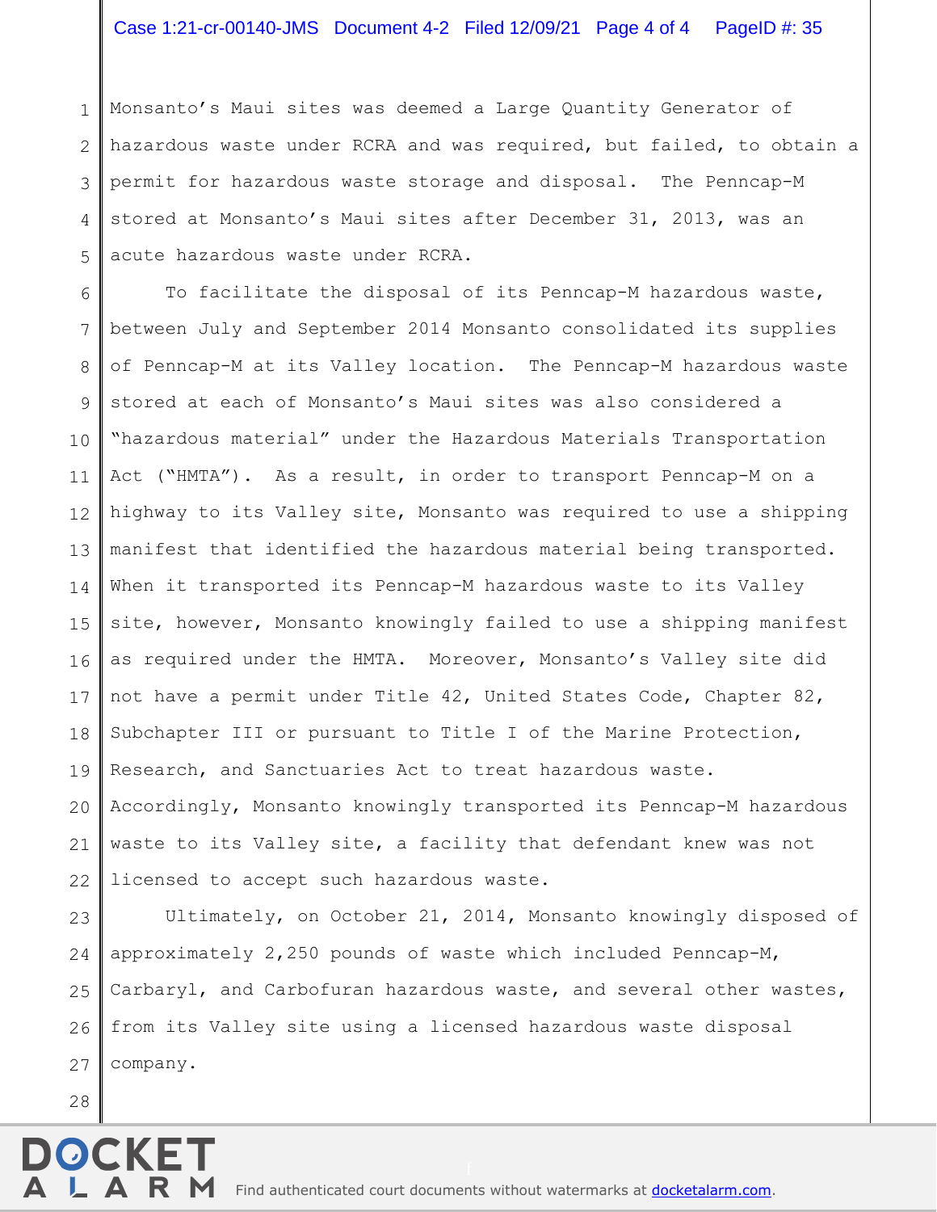Monsanto's Maui sites was deemed a Large Quantity Generator of hazardous waste under RCRA and was required, but failed, to obtain a permit for hazardous waste storage and disposal. The Penncap-M stored at Monsanto's Maui sites after December 31, 2013, was an acute hazardous waste under RCRA.

To facilitate the disposal of its Penncap-M hazardous waste, between July and September 2014 Monsanto consolidated its supplies of Penncap-M at its Valley location. The Penncap-M hazardous waste stored at each of Monsanto's Maui sites was also considered a "hazardous material" under the Hazardous Materials Transportation Act ("HMTA"). As a result, in order to transport Penncap-M on a highway to its Valley site, Monsanto was required to use a shipping manifest that identified the hazardous material being transported. When it transported its Penncap-M hazardous waste to its Valley site, however, Monsanto knowingly failed to use a shipping manifest as required under the HMTA. Moreover, Monsanto's Valley site did not have a permit under Title 42, United States Code, Chapter 82, Subchapter III or pursuant to Title I of the Marine Protection, Research, and Sanctuaries Act to treat hazardous waste. Accordingly, Monsanto knowingly transported its Penncap-M hazardous waste to its Valley site, a facility that defendant knew was not licensed to accept such hazardous waste.

Ultimately, on October 21, 2014, Monsanto knowingly disposed of approximately 2,250 pounds of waste which included Penncap-M, Carbaryl, and Carbofuran hazardous waste, and several other wastes, from its Valley site using a licensed hazardous waste disposal company.